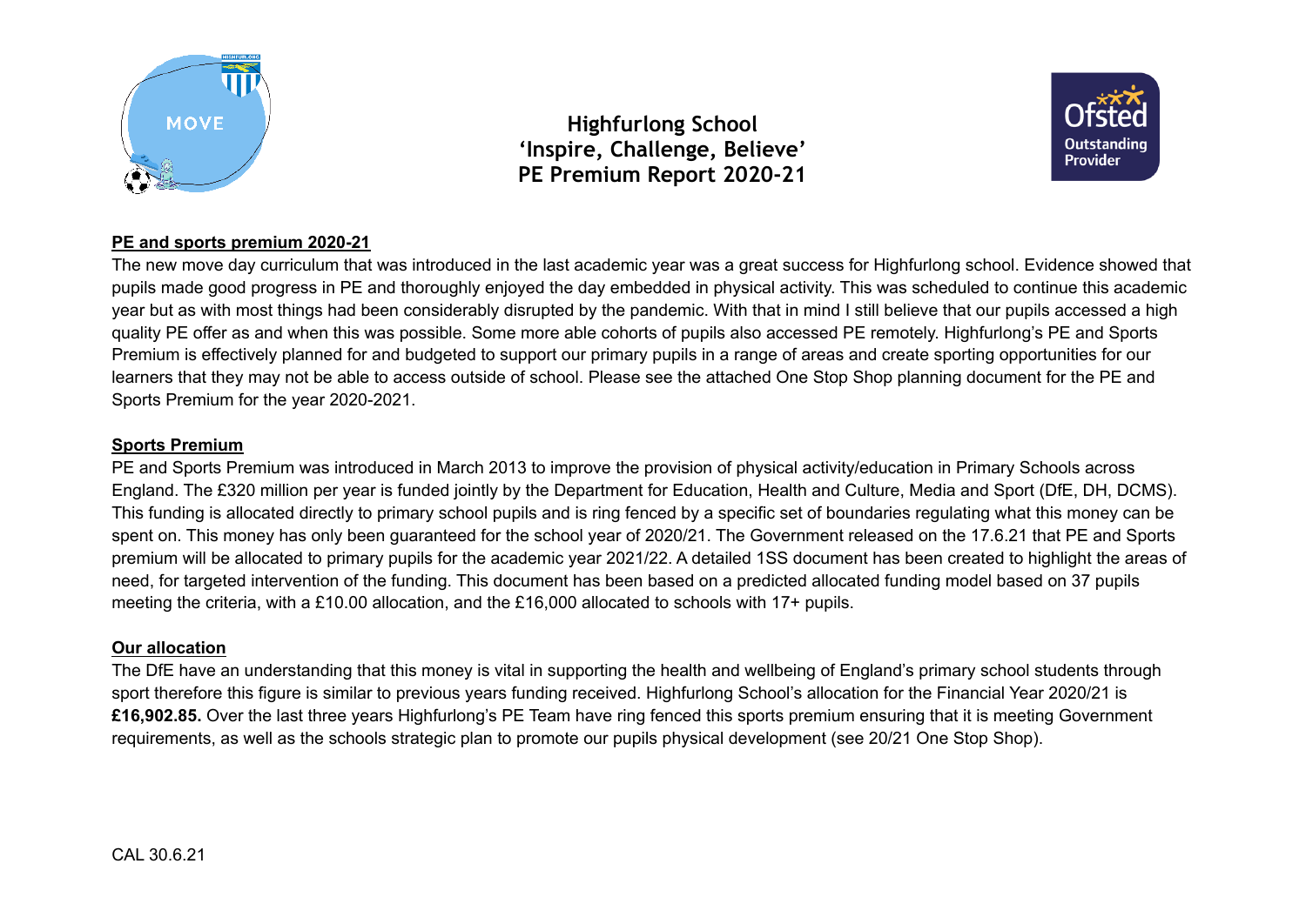# Highfurlong School
## 'Inspire, Challenge, Believe'
## PE Premium Report 2020-21

### PE and sports premium 2020-21

The new move day curriculum that was introduced in the last academic year was a great success for Highfurlong school. Evidence showed that pupils made good progress in PE and thoroughly enjoyed the day embedded in physical activity. This was scheduled to continue this academic year but as with most things had been considerably disrupted by the pandemic. With that in mind I still believe that our pupils accessed a high quality PE offer as and when this was possible. Some more able cohorts of pupils also accessed PE remotely. Highfurlong's PE and Sports Premium is effectively planned for and budgeted to support our primary pupils in a range of areas and create sporting opportunities for our learners that they may not be able to access outside of school. Please see the attached One Stop Shop planning document for the PE and Sports Premium for the year 2020-2021.

### Sports Premium

PE and Sports Premium was introduced in March 2013 to improve the provision of physical activity/education in Primary Schools across England. The £320 million per year is funded jointly by the Department for Education, Health and Culture, Media and Sport (DfE, DH, DCMS). This funding is allocated directly to primary school pupils and is ring fenced by a specific set of boundaries regulating what this money can be spent on. This money has only been guaranteed for the school year of 2020/21. The Government released on the 17.6.21 that PE and Sports premium will be allocated to primary pupils for the academic year 2021/22. A detailed 1SS document has been created to highlight the areas of need, for targeted intervention of the funding. This document has been based on a predicted allocated funding model based on 37 pupils meeting the criteria, with a £10.00 allocation, and the £16,000 allocated to schools with 17+ pupils.

### Our allocation

The DfE have an understanding that this money is vital in supporting the health and wellbeing of England's primary school students through sport therefore this figure is similar to previous years funding received. Highfurlong School's allocation for the Financial Year 2020/21 is **£16,902.85.** Over the last three years Highfurlong's PE Team have ring fenced this sports premium ensuring that it is meeting Government requirements, as well as the schools strategic plan to promote our pupils physical development (see 20/21 One Stop Shop).

CAL 30.6.21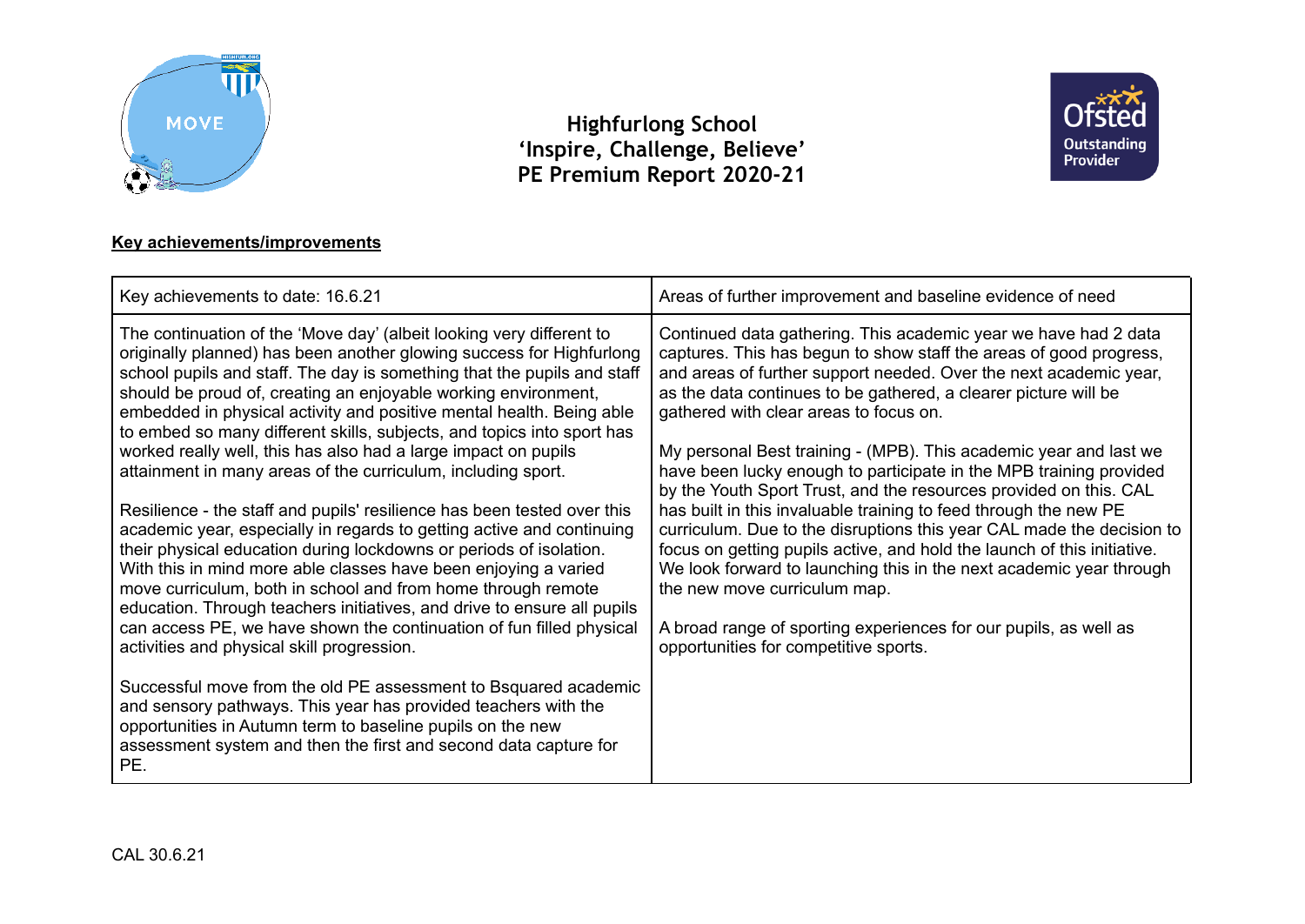# Highfurlong School
## 'Inspire, Challenge, Believe'
## PE Premium Report 2020-21

**Key achievements/improvements**

| Key achievements to date: 16.6.21 | Areas of further improvement and baseline evidence of need |
|---|---|
| The continuation of the 'Move day' (albeit looking very different to originally planned) has been another glowing success for Highfurlong school pupils and staff. The day is something that the pupils and staff should be proud of, creating an enjoyable working environment, embedded in physical activity and positive mental health. Being able to embed so many different skills, subjects, and topics into sport has worked really well, this has also had a large impact on pupils attainment in many areas of the curriculum, including sport.<br><br>Resilience - the staff and pupils' resilience has been tested over this academic year, especially in regards to getting active and continuing their physical education during lockdowns or periods of isolation. With this in mind more able classes have been enjoying a varied move curriculum, both in school and from home through remote education. Through teachers initiatives, and drive to ensure all pupils can access PE, we have shown the continuation of fun filled physical activities and physical skill progression.<br><br>Successful move from the old PE assessment to Bsquared academic and sensory pathways. This year has provided teachers with the opportunities in Autumn term to baseline pupils on the new assessment system and then the first and second data capture for PE. | Continued data gathering. This academic year we have had 2 data captures. This has begun to show staff the areas of good progress, and areas of further support needed. Over the next academic year, as the data continues to be gathered, a clearer picture will be gathered with clear areas to focus on.<br><br>My personal Best training - (MPB). This academic year and last we have been lucky enough to participate in the MPB training provided by the Youth Sport Trust, and the resources provided on this. CAL has built in this invaluable training to feed through the new PE curriculum. Due to the disruptions this year CAL made the decision to focus on getting pupils active, and hold the launch of this initiative. We look forward to launching this in the next academic year through the new move curriculum map.<br><br>A broad range of sporting experiences for our pupils, as well as opportunities for competitive sports. |

CAL 30.6.21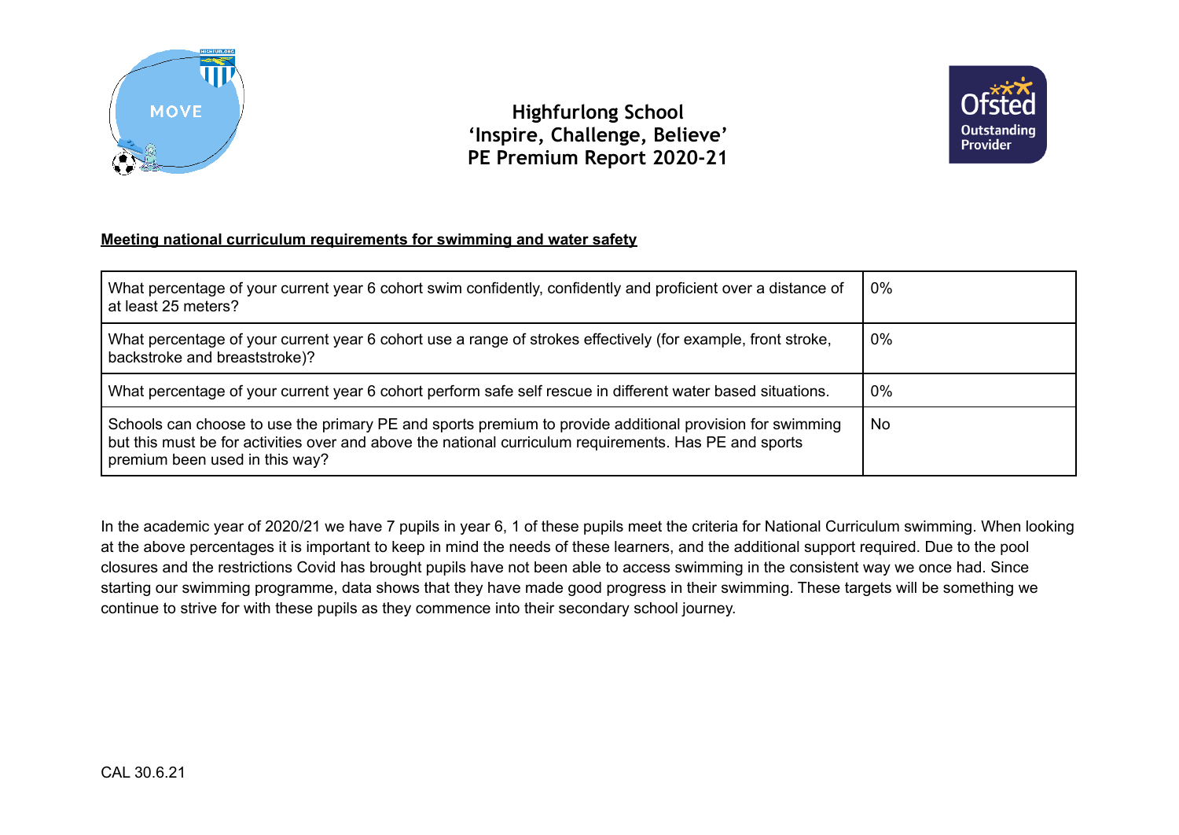**Highfurlong School**
**'Inspire, Challenge, Believe'**
**PE Premium Report 2020-21**

**Meeting national curriculum requirements for swimming and water safety**

| | |
|---|---|
| What percentage of your current year 6 cohort swim confidently, confidently and proficient over a distance of at least 25 meters? | 0% |
| What percentage of your current year 6 cohort use a range of strokes effectively (for example, front stroke, backstroke and breaststroke)? | 0% |
| What percentage of your current year 6 cohort perform safe self rescue in different water based situations. | 0% |
| Schools can choose to use the primary PE and sports premium to provide additional provision for swimming but this must be for activities over and above the national curriculum requirements. Has PE and sports premium been used in this way? | No |

In the academic year of 2020/21 we have 7 pupils in year 6, 1 of these pupils meet the criteria for National Curriculum swimming. When looking at the above percentages it is important to keep in mind the needs of these learners, and the additional support required. Due to the pool closures and the restrictions Covid has brought pupils have not been able to access swimming in the consistent way we once had. Since starting our swimming programme, data shows that they have made good progress in their swimming. These targets will be something we continue to strive for with these pupils as they commence into their secondary school journey.

CAL 30.6.21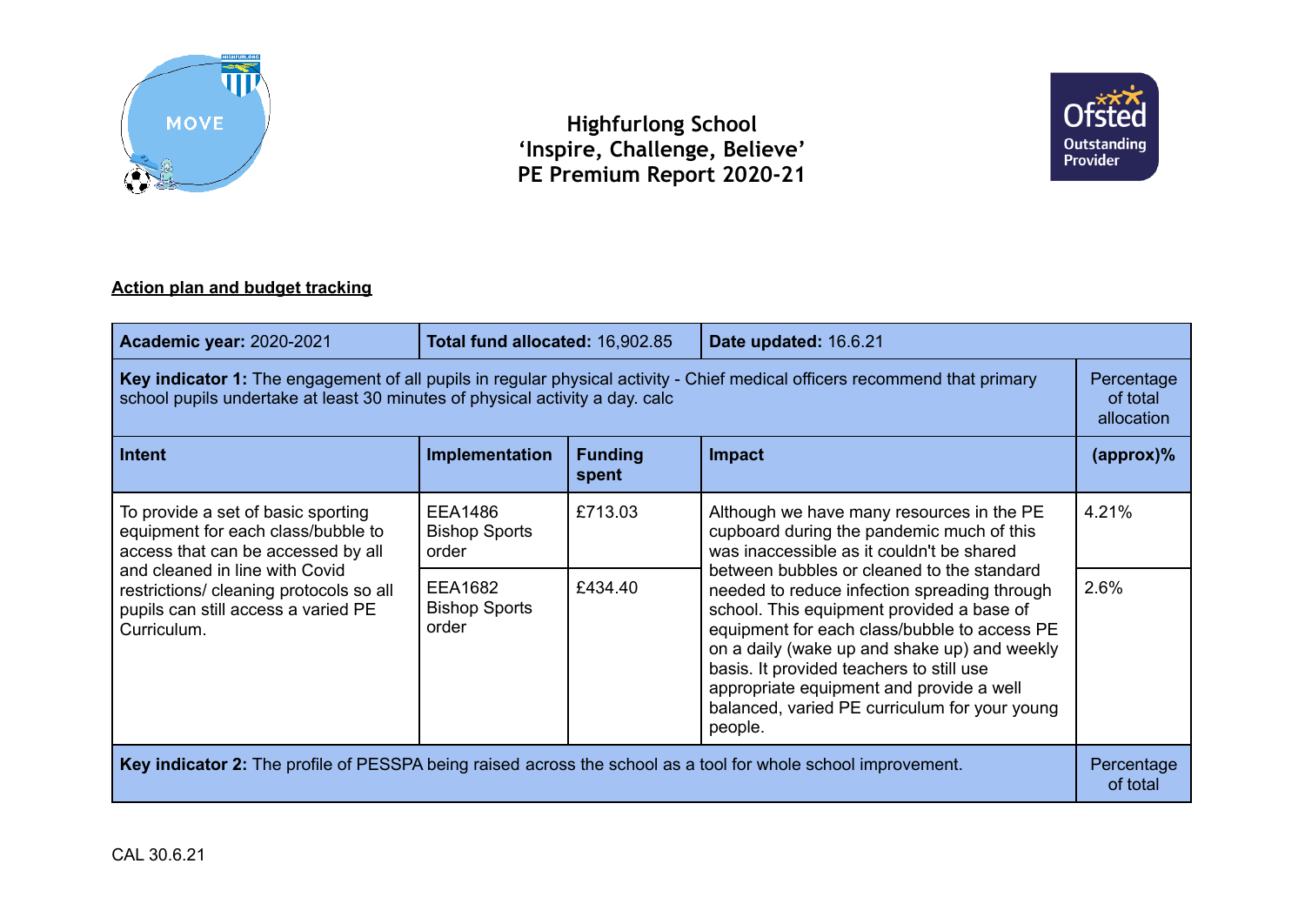**Highfurlong School**
**'Inspire, Challenge, Believe'**
**PE Premium Report 2020-21**

**Action plan and budget tracking**

| **Academic year:** 2020-2021 | **Total fund allocated:** 16,902.85 | | **Date updated:** 16.6.21 | |
|---|---|---|---|---|
| **Key indicator 1:** The engagement of all pupils in regular physical activity - Chief medical officers recommend that primary school pupils undertake at least 30 minutes of physical activity a day. calc | | | | Percentage of total allocation |
| **Intent** | **Implementation** | **Funding spent** | **Impact** | **(approx)%** |
| To provide a set of basic sporting equipment for each class/bubble to access that can be accessed by all and cleaned in line with Covid restrictions/ cleaning protocols so all pupils can still access a varied PE Curriculum. | EEA1486 Bishop Sports order | £713.03 | Although we have many resources in the PE cupboard during the pandemic much of this was inaccessible as it couldn't be shared between bubbles or cleaned to the standard needed to reduce infection spreading through school. This equipment provided a base of equipment for each class/bubble to access PE on a daily (wake up and shake up) and weekly basis. It provided teachers to still use appropriate equipment and provide a well balanced, varied PE curriculum for your young people. | 4.21% |
| | EEA1682 Bishop Sports order | £434.40 | | 2.6% |
| **Key indicator 2:** The profile of PESSPA being raised across the school as a tool for whole school improvement. | | | | Percentage of total |

CAL 30.6.21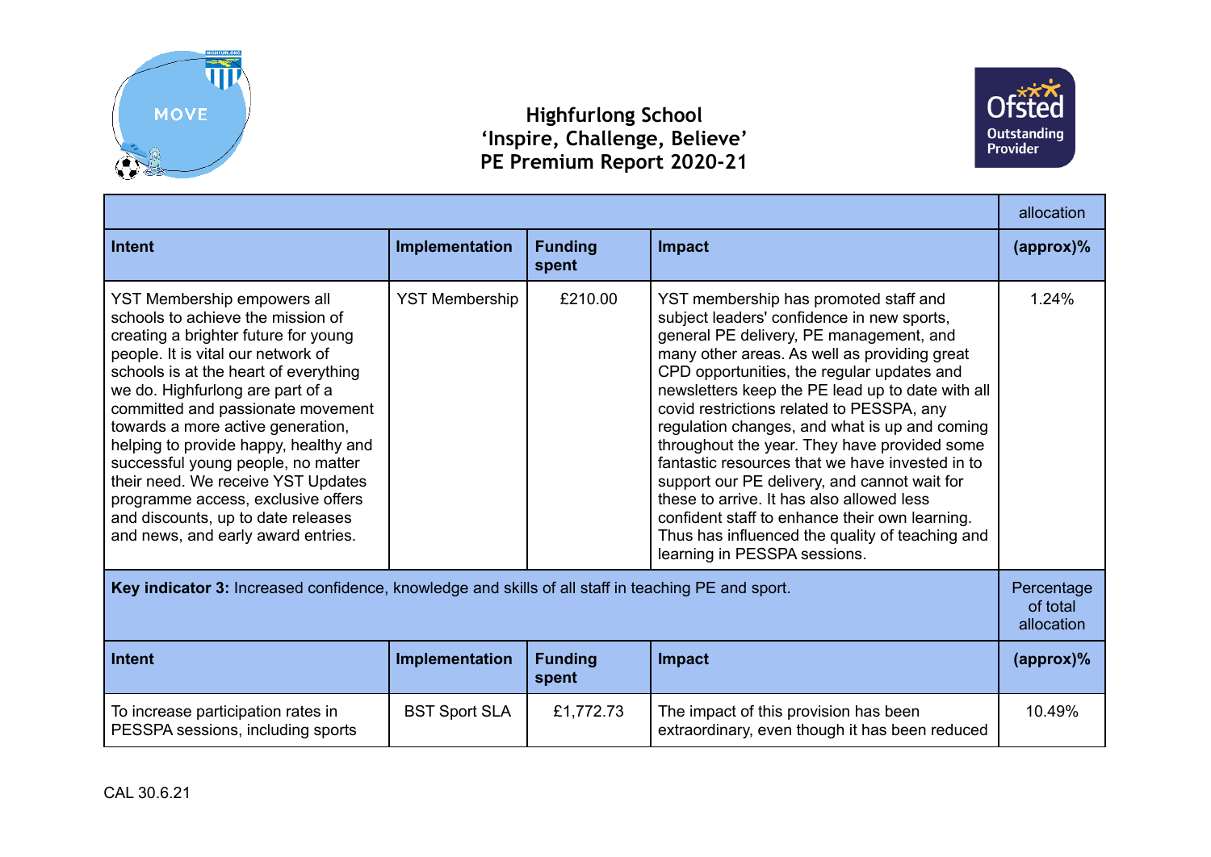# Highfurlong School
# 'Inspire, Challenge, Believe'
# PE Premium Report 2020-21

| | | | | allocation |
|---|---|---|---|---|
| **Intent** | **Implementation** | **Funding spent** | **Impact** | **(approx)%** |
| YST Membership empowers all schools to achieve the mission of creating a brighter future for young people. It is vital our network of schools is at the heart of everything we do. Highfurlong are part of a committed and passionate movement towards a more active generation, helping to provide happy, healthy and successful young people, no matter their need. We receive YST Updates programme access, exclusive offers and discounts, up to date releases and news, and early award entries. | YST Membership | £210.00 | YST membership has promoted staff and subject leaders' confidence in new sports, general PE delivery, PE management, and many other areas. As well as providing great CPD opportunities, the regular updates and newsletters keep the PE lead up to date with all covid restrictions related to PESSPA, any regulation changes, and what is up and coming throughout the year. They have provided some fantastic resources that we have invested in to support our PE delivery, and cannot wait for these to arrive. It has also allowed less confident staff to enhance their own learning. Thus has influenced the quality of teaching and learning in PESSPA sessions. | 1.24% |

| **Key indicator 3:** Increased confidence, knowledge and skills of all staff in teaching PE and sport. | | | | Percentage of total allocation |
|---|---|---|---|---|
| **Intent** | **Implementation** | **Funding spent** | **Impact** | **(approx)%** |
| To increase participation rates in PESSPA sessions, including sports | BST Sport SLA | £1,772.73 | The impact of this provision has been extraordinary, even though it has been reduced | 10.49% |

CAL 30.6.21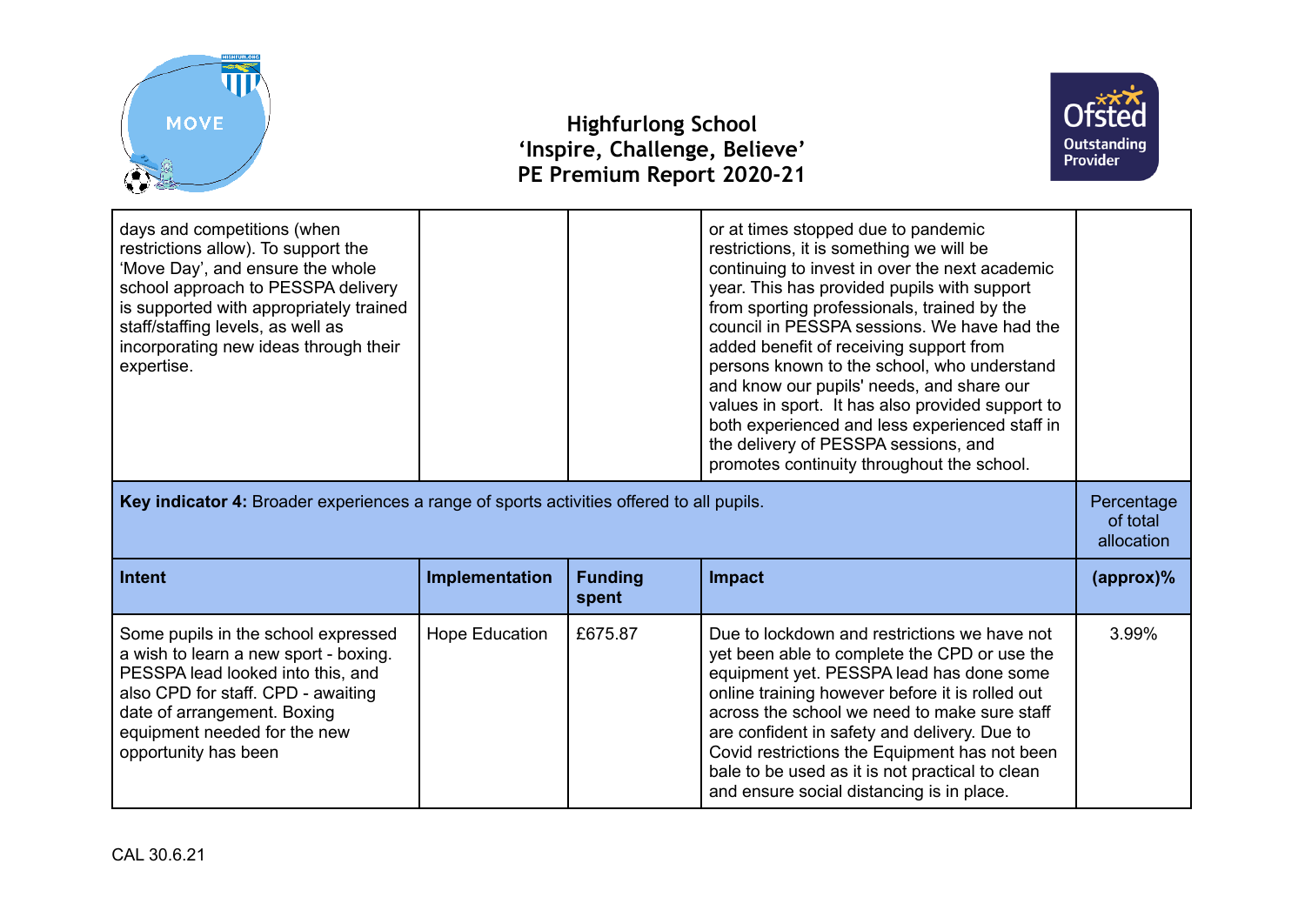| Intent | Implementation | Funding spent | Impact | (approx)% |
|---|---|---|---|---|
| days and competitions (when restrictions allow). To support the 'Move Day', and ensure the whole school approach to PESSPA delivery is supported with appropriately trained staff/staffing levels, as well as incorporating new ideas through their expertise. | | | or at times stopped due to pandemic restrictions, it is something we will be continuing to invest in over the next academic year. This has provided pupils with support from sporting professionals, trained by the council in PESSPA sessions. We have had the added benefit of receiving support from persons known to the school, who understand and know our pupils' needs, and share our values in sport. It has also provided support to both experienced and less experienced staff in the delivery of PESSPA sessions, and promotes continuity throughout the school. | |
| **Key indicator 4:** Broader experiences a range of sports activities offered to all pupils. | | | | Percentage of total allocation |
| **Intent** | **Implementation** | **Funding spent** | **Impact** | **(approx)%** |
| Some pupils in the school expressed a wish to learn a new sport - boxing. PESSPA lead looked into this, and also CPD for staff. CPD - awaiting date of arrangement. Boxing equipment needed for the new opportunity has been | Hope Education | £675.87 | Due to lockdown and restrictions we have not yet been able to complete the CPD or use the equipment yet. PESSPA lead has done some online training however before it is rolled out across the school we need to make sure staff are confident in safety and delivery. Due to Covid restrictions the Equipment has not been bale to be used as it is not practical to clean and ensure social distancing is in place. | 3.99% |

CAL 30.6.21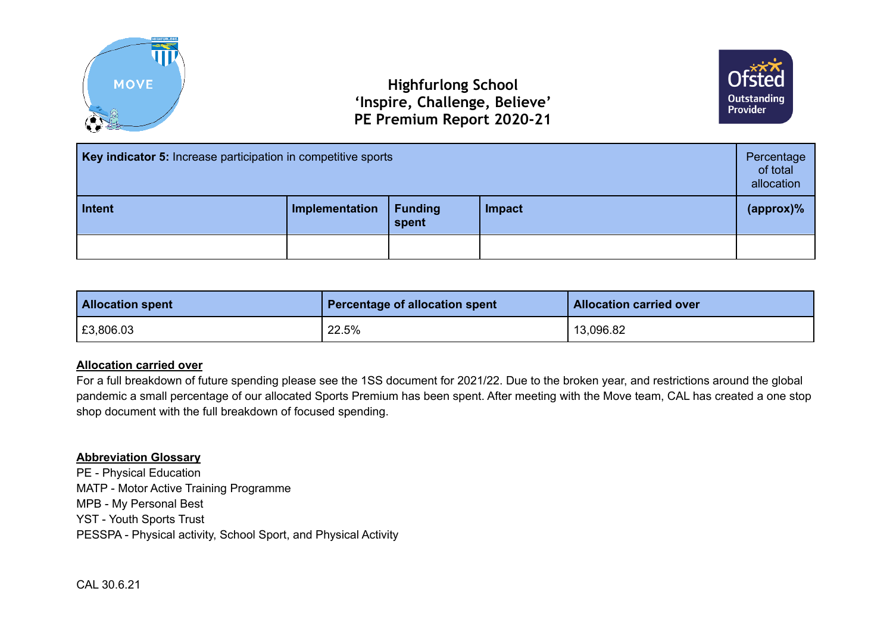# Highfurlong School
## 'Inspire, Challenge, Believe'
## PE Premium Report 2020-21

| **Key indicator 5:** Increase participation in competitive sports | | | | Percentage of total allocation |
|---|---|---|---|---|
| **Intent** | **Implementation** | **Funding spent** | **Impact** | **(approx)%** |
| | | | | |

| **Allocation spent** | **Percentage of allocation spent** | **Allocation carried over** |
|---|---|---|
| £3,806.03 | 22.5% | 13,096.82 |

**<u>Allocation carried over</u>**

For a full breakdown of future spending please see the 1SS document for 2021/22. Due to the broken year, and restrictions around the global pandemic a small percentage of our allocated Sports Premium has been spent. After meeting with the Move team, CAL has created a one stop shop document with the full breakdown of focused spending.

**<u>Abbreviation Glossary</u>**

PE - Physical Education
MATP - Motor Active Training Programme
MPB - My Personal Best
YST - Youth Sports Trust
PESSPA - Physical activity, School Sport, and Physical Activity

CAL 30.6.21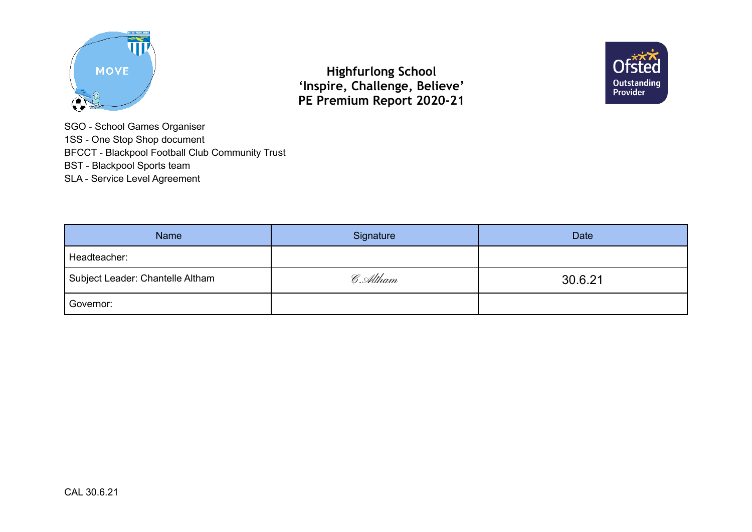**Highfurlong School**
**‘Inspire, Challenge, Believe’**
**PE Premium Report 2020-21**

SGO - School Games Organiser
1SS - One Stop Shop document
BFCCT - Blackpool Football Club Community Trust
BST - Blackpool Sports team
SLA - Service Level Agreement

| Name | Signature | Date |
|---|---|---|
| Headteacher: | | |
| Subject Leader: Chantelle Altham | C.Altham | 30.6.21 |
| Governor: | | |

CAL 30.6.21